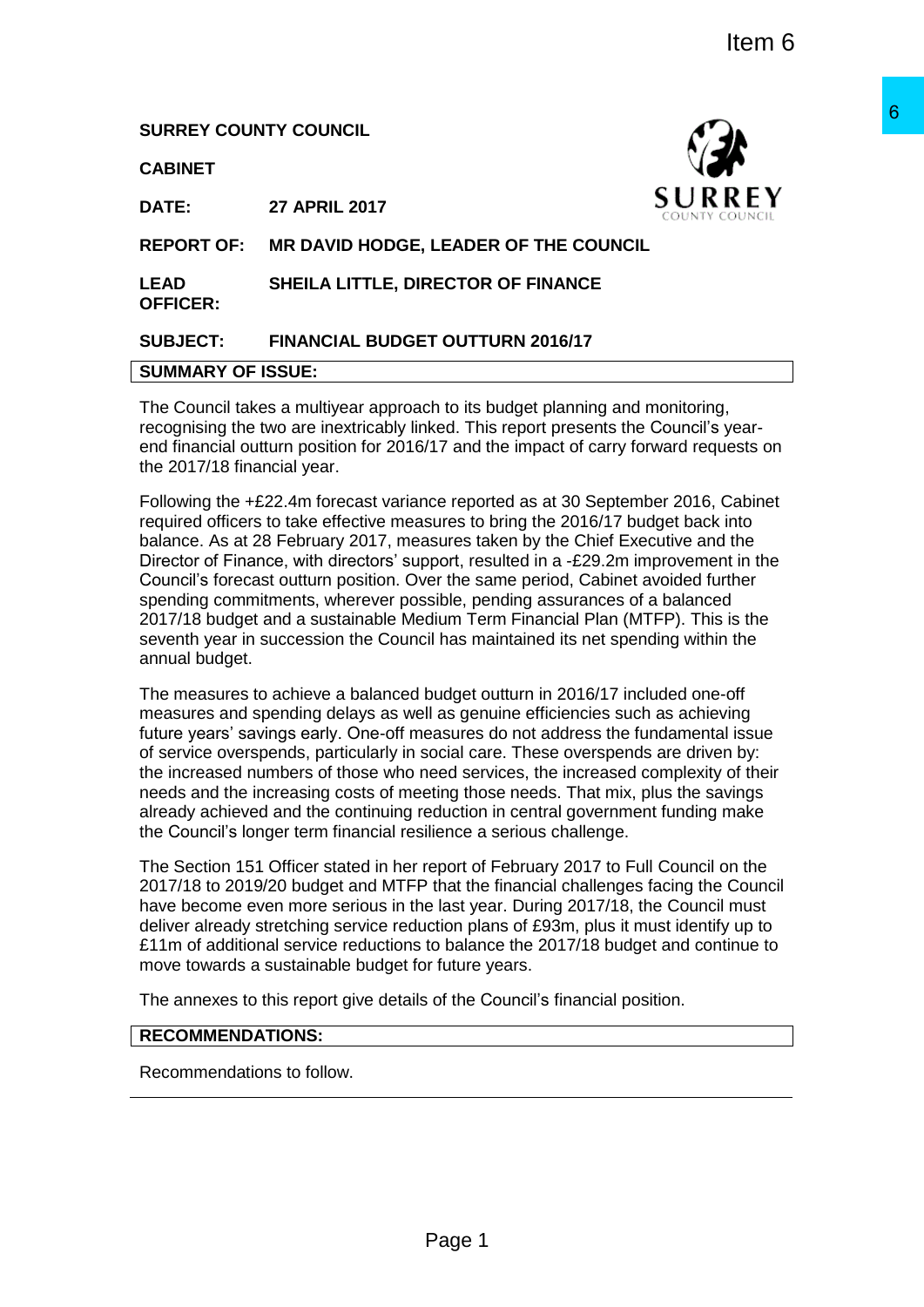Item 6

**SURREY COUNTY COUNCIL**

**CABINET**

**DATE:** **27 APRIL 2017**

**REPORT OF:** **MR DAVID HODGE, LEADER OF THE COUNCIL**

**LEAD OFFICER:** **SHEILA LITTLE, DIRECTOR OF FINANCE**

**SUBJECT:** **FINANCIAL BUDGET OUTTURN 2016/17**

**SUMMARY OF ISSUE:**

The Council takes a multiyear approach to its budget planning and monitoring, recognising the two are inextricably linked. This report presents the Council's year-end financial outturn position for 2016/17 and the impact of carry forward requests on the 2017/18 financial year.

Following the +£22.4m forecast variance reported as at 30 September 2016, Cabinet required officers to take effective measures to bring the 2016/17 budget back into balance. As at 28 February 2017, measures taken by the Chief Executive and the Director of Finance, with directors' support, resulted in a -£29.2m improvement in the Council's forecast outturn position. Over the same period, Cabinet avoided further spending commitments, wherever possible, pending assurances of a balanced 2017/18 budget and a sustainable Medium Term Financial Plan (MTFP). This is the seventh year in succession the Council has maintained its net spending within the annual budget.

The measures to achieve a balanced budget outturn in 2016/17 included one-off measures and spending delays as well as genuine efficiencies such as achieving future years' savings early. One-off measures do not address the fundamental issue of service overspends, particularly in social care. These overspends are driven by: the increased numbers of those who need services, the increased complexity of their needs and the increasing costs of meeting those needs. That mix, plus the savings already achieved and the continuing reduction in central government funding make the Council's longer term financial resilience a serious challenge.

The Section 151 Officer stated in her report of February 2017 to Full Council on the 2017/18 to 2019/20 budget and MTFP that the financial challenges facing the Council have become even more serious in the last year. During 2017/18, the Council must deliver already stretching service reduction plans of £93m, plus it must identify up to £11m of additional service reductions to balance the 2017/18 budget and continue to move towards a sustainable budget for future years.

The annexes to this report give details of the Council's financial position.

**RECOMMENDATIONS:**

Recommendations to follow.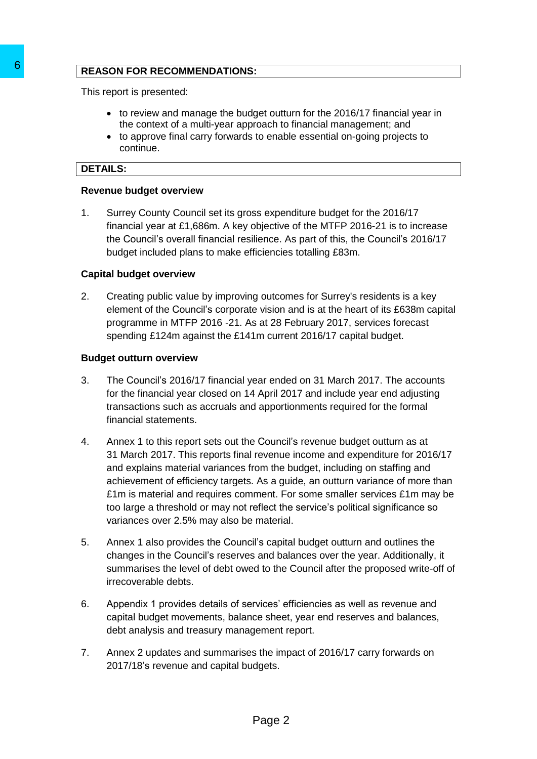**REASON FOR RECOMMENDATIONS:**

This report is presented:

- to review and manage the budget outturn for the 2016/17 financial year in the context of a multi-year approach to financial management; and
- to approve final carry forwards to enable essential on-going projects to continue.

**DETAILS:**

**Revenue budget overview**

1. Surrey County Council set its gross expenditure budget for the 2016/17 financial year at £1,686m. A key objective of the MTFP 2016-21 is to increase the Council's overall financial resilience. As part of this, the Council's 2016/17 budget included plans to make efficiencies totalling £83m.

**Capital budget overview**

2. Creating public value by improving outcomes for Surrey's residents is a key element of the Council's corporate vision and is at the heart of its £638m capital programme in MTFP 2016 -21. As at 28 February 2017, services forecast spending £124m against the £141m current 2016/17 capital budget.

**Budget outturn overview**

3. The Council's 2016/17 financial year ended on 31 March 2017. The accounts for the financial year closed on 14 April 2017 and include year end adjusting transactions such as accruals and apportionments required for the formal financial statements.

4. Annex 1 to this report sets out the Council's revenue budget outturn as at 31 March 2017. This reports final revenue income and expenditure for 2016/17 and explains material variances from the budget, including on staffing and achievement of efficiency targets. As a guide, an outturn variance of more than £1m is material and requires comment. For some smaller services £1m may be too large a threshold or may not reflect the service's political significance so variances over 2.5% may also be material.

5. Annex 1 also provides the Council's capital budget outturn and outlines the changes in the Council's reserves and balances over the year. Additionally, it summarises the level of debt owed to the Council after the proposed write-off of irrecoverable debts.

6. Appendix 1 provides details of services' efficiencies as well as revenue and capital budget movements, balance sheet, year end reserves and balances, debt analysis and treasury management report.

7. Annex 2 updates and summarises the impact of 2016/17 carry forwards on 2017/18's revenue and capital budgets.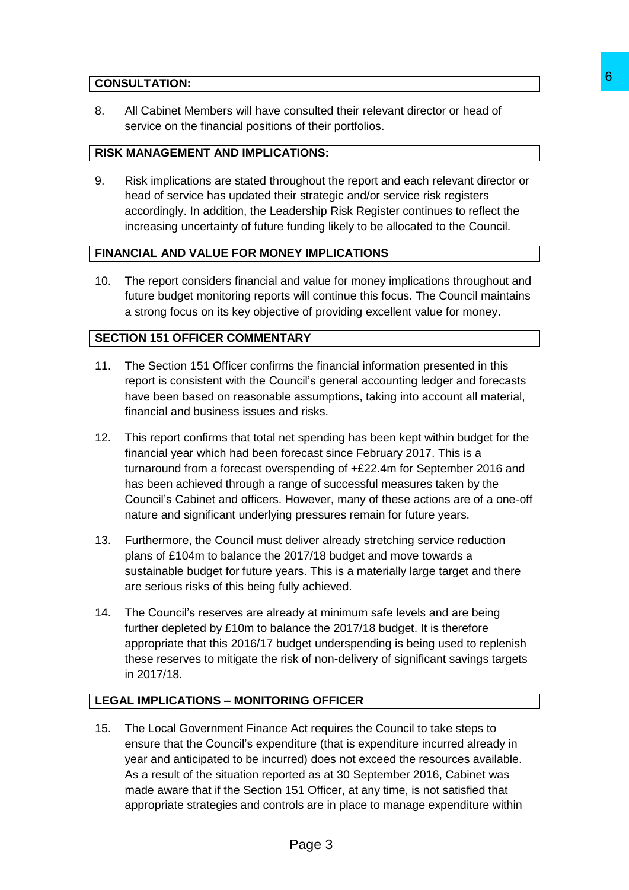## CONSULTATION:

8. All Cabinet Members will have consulted their relevant director or head of service on the financial positions of their portfolios.

## RISK MANAGEMENT AND IMPLICATIONS:

9. Risk implications are stated throughout the report and each relevant director or head of service has updated their strategic and/or service risk registers accordingly. In addition, the Leadership Risk Register continues to reflect the increasing uncertainty of future funding likely to be allocated to the Council.

## FINANCIAL AND VALUE FOR MONEY IMPLICATIONS

10. The report considers financial and value for money implications throughout and future budget monitoring reports will continue this focus. The Council maintains a strong focus on its key objective of providing excellent value for money.

## SECTION 151 OFFICER COMMENTARY

11. The Section 151 Officer confirms the financial information presented in this report is consistent with the Council's general accounting ledger and forecasts have been based on reasonable assumptions, taking into account all material, financial and business issues and risks.

12. This report confirms that total net spending has been kept within budget for the financial year which had been forecast since February 2017. This is a turnaround from a forecast overspending of +£22.4m for September 2016 and has been achieved through a range of successful measures taken by the Council's Cabinet and officers. However, many of these actions are of a one-off nature and significant underlying pressures remain for future years.

13. Furthermore, the Council must deliver already stretching service reduction plans of £104m to balance the 2017/18 budget and move towards a sustainable budget for future years. This is a materially large target and there are serious risks of this being fully achieved.

14. The Council's reserves are already at minimum safe levels and are being further depleted by £10m to balance the 2017/18 budget. It is therefore appropriate that this 2016/17 budget underspending is being used to replenish these reserves to mitigate the risk of non-delivery of significant savings targets in 2017/18.

## LEGAL IMPLICATIONS – MONITORING OFFICER

15. The Local Government Finance Act requires the Council to take steps to ensure that the Council's expenditure (that is expenditure incurred already in year and anticipated to be incurred) does not exceed the resources available. As a result of the situation reported as at 30 September 2016, Cabinet was made aware that if the Section 151 Officer, at any time, is not satisfied that appropriate strategies and controls are in place to manage expenditure within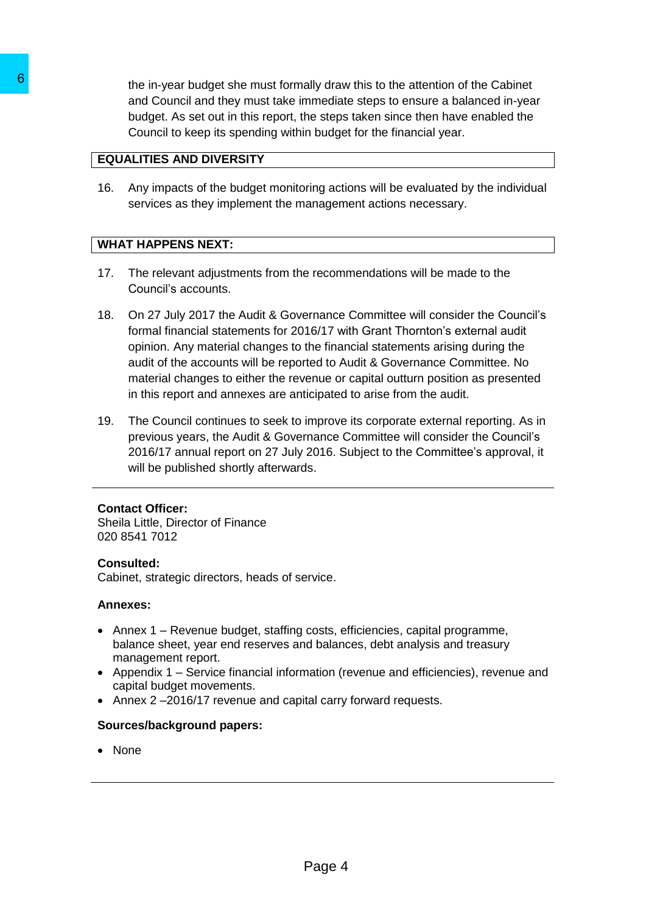the in-year budget she must formally draw this to the attention of the Cabinet and Council and they must take immediate steps to ensure a balanced in-year budget. As set out in this report, the steps taken since then have enabled the Council to keep its spending within budget for the financial year.

## EQUALITIES AND DIVERSITY

16. Any impacts of the budget monitoring actions will be evaluated by the individual services as they implement the management actions necessary.

## WHAT HAPPENS NEXT:

17. The relevant adjustments from the recommendations will be made to the Council's accounts.

18. On 27 July 2017 the Audit & Governance Committee will consider the Council's formal financial statements for 2016/17 with Grant Thornton's external audit opinion. Any material changes to the financial statements arising during the audit of the accounts will be reported to Audit & Governance Committee. No material changes to either the revenue or capital outturn position as presented in this report and annexes are anticipated to arise from the audit.

19. The Council continues to seek to improve its corporate external reporting. As in previous years, the Audit & Governance Committee will consider the Council's 2016/17 annual report on 27 July 2016. Subject to the Committee's approval, it will be published shortly afterwards.

---

**Contact Officer:**
Sheila Little, Director of Finance
020 8541 7012

**Consulted:**
Cabinet, strategic directors, heads of service.

**Annexes:**

- Annex 1 – Revenue budget, staffing costs, efficiencies, capital programme, balance sheet, year end reserves and balances, debt analysis and treasury management report.
- Appendix 1 – Service financial information (revenue and efficiencies), revenue and capital budget movements.
- Annex 2 –2016/17 revenue and capital carry forward requests.

**Sources/background papers:**

- None